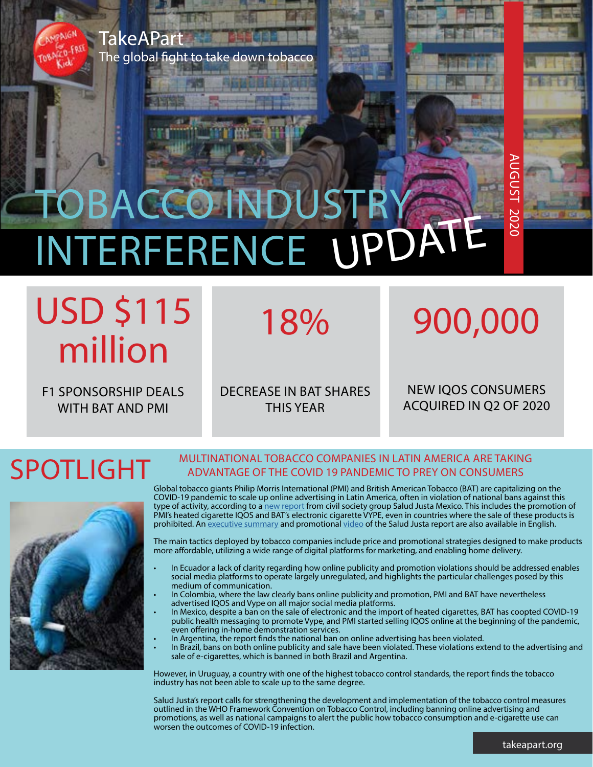TakeAPart

The global fight to take down tobacco

# TOBACCO INDUSTRY INTERFERENCE UPDATE

AUGUST 2020

**USD $115 million**

F1 SPONSORSHIP DEALS WITH BAT AND PMI

**18%**

DECREASE IN BAT SHARES THIS YEAR

**900,000**

NEW IQOS CONSUMERS ACQUIRED IN Q2 OF 2020

## SPOTLIGHT

### MULTINATIONAL TOBACCO COMPANIES IN LATIN AMERICA ARE TAKING ADVANTAGE OF THE COVID 19 PANDEMIC TO PREY ON CONSUMERS

Global tobacco giants Philip Morris International (PMI) and British American Tobacco (BAT) are capitalizing on the COVID-19 pandemic to scale up online advertising in Latin America, often in violation of national bans against this type of activity, according to a new report from civil society group Salud Justa Mexico. This includes the promotion of PMI's heated cigarette IQOS and BAT's electronic cigarette VYPE, even in countries where the sale of these products is prohibited. An executive summary and promotional video of the Salud Justa report are also available in English.

The main tactics deployed by tobacco companies include price and promotional strategies designed to make products more affordable, utilizing a wide range of digital platforms for marketing, and enabling home delivery.

- In Ecuador a lack of clarity regarding how online publicity and promotion violations should be addressed enables social media platforms to operate largely unregulated, and highlights the particular challenges posed by this medium of communication.
- In Colombia, where the law clearly bans online publicity and promotion, PMI and BAT have nevertheless advertised IQOS and Vype on all major social media platforms.
- In Mexico, despite a ban on the sale of electronic and the import of heated cigarettes, BAT has coopted COVID-19 public health messaging to promote Vype, and PMI started selling IQOS online at the beginning of the pandemic, even offering in-home demonstration services.
- In Argentina, the report finds the national ban on online advertising has been violated.
- In Brazil, bans on both online publicity and sale have been violated. These violations extend to the advertising and sale of e-cigarettes, which is banned in both Brazil and Argentina.

However, in Uruguay, a country with one of the highest tobacco control standards, the report finds the tobacco industry has not been able to scale up to the same degree.

Salud Justa's report calls for strengthening the development and implementation of the tobacco control measures outlined in the WHO Framework Convention on Tobacco Control, including banning online advertising and promotions, as well as national campaigns to alert the public how tobacco consumption and e-cigarette use can worsen the outcomes of COVID-19 infection.

takeapart.org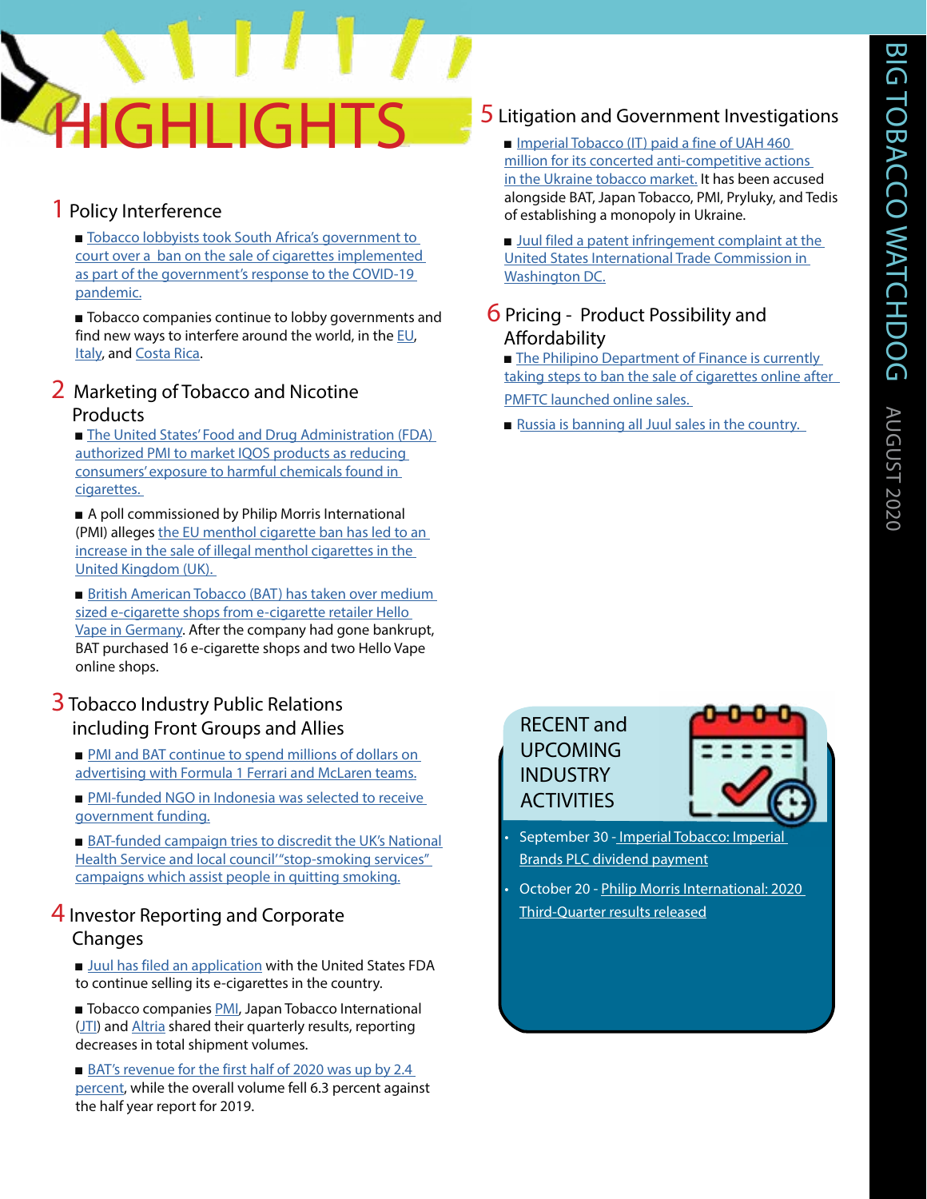# HIGHLIGHTS

## 1 Policy Interference

- Tobacco lobbyists took South Africa's government to court over a ban on the sale of cigarettes implemented as part of the government's response to the COVID-19 pandemic.
- Tobacco companies continue to lobby governments and find new ways to interfere around the world, in the EU, Italy, and Costa Rica.

## 2 Marketing of Tobacco and Nicotine Products

- The United States' Food and Drug Administration (FDA) authorized PMI to market IQOS products as reducing consumers' exposure to harmful chemicals found in cigarettes.
- A poll commissioned by Philip Morris International (PMI) alleges the EU menthol cigarette ban has led to an increase in the sale of illegal menthol cigarettes in the United Kingdom (UK).
- British American Tobacco (BAT) has taken over medium sized e-cigarette shops from e-cigarette retailer Hello Vape in Germany. After the company had gone bankrupt, BAT purchased 16 e-cigarette shops and two Hello Vape online shops.

## 3 Tobacco Industry Public Relations including Front Groups and Allies

- PMI and BAT continue to spend millions of dollars on advertising with Formula 1 Ferrari and McLaren teams.
- PMI-funded NGO in Indonesia was selected to receive government funding.
- BAT-funded campaign tries to discredit the UK's National Health Service and local council'"stop-smoking services" campaigns which assist people in quitting smoking.

## 4 Investor Reporting and Corporate Changes

- Juul has filed an application with the United States FDA to continue selling its e-cigarettes in the country.
- Tobacco companies PMI, Japan Tobacco International (JTI) and Altria shared their quarterly results, reporting decreases in total shipment volumes.
- BAT's revenue for the first half of 2020 was up by 2.4 percent, while the overall volume fell 6.3 percent against the half year report for 2019.

## 5 Litigation and Government Investigations

- Imperial Tobacco (IT) paid a fine of UAH 460 million for its concerted anti-competitive actions in the Ukraine tobacco market. It has been accused alongside BAT, Japan Tobacco, PMI, Pryluky, and Tedis of establishing a monopoly in Ukraine.
- Juul filed a patent infringement complaint at the United States International Trade Commission in Washington DC.

## 6 Pricing - Product Possibility and Affordability

- The Philipino Department of Finance is currently taking steps to ban the sale of cigarettes online after PMFTC launched online sales.
- Russia is banning all Juul sales in the country.

## RECENT and UPCOMING INDUSTRY ACTIVITIES

- September 30 - Imperial Tobacco: Imperial Brands PLC dividend payment
- October 20 - Philip Morris International: 2020 Third-Quarter results released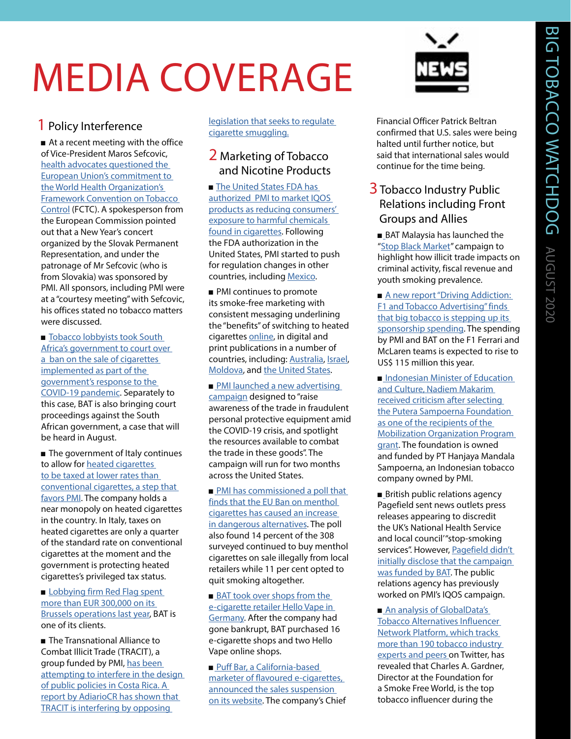# MEDIA COVERAGE

## 1 Policy Interference

- At a recent meeting with the office of Vice-President Maros Sefcovic, health advocates questioned the European Union's commitment to the World Health Organization's Framework Convention on Tobacco Control (FCTC). A spokesperson from the European Commission pointed out that a New Year's concert organized by the Slovak Permanent Representation, and under the patronage of Mr Sefcovic (who is from Slovakia) was sponsored by PMI. All sponsors, including PMI were at a "courtesy meeting" with Sefcovic, his offices stated no tobacco matters were discussed.

- Tobacco lobbyists took South Africa's government to court over a ban on the sale of cigarettes implemented as part of the government's response to the COVID-19 pandemic. Separately to this case, BAT is also bringing court proceedings against the South African government, a case that will be heard in August.

- The government of Italy continues to allow for heated cigarettes to be taxed at lower rates than conventional cigarettes, a step that favors PMI. The company holds a near monopoly on heated cigarettes in the country. In Italy, taxes on heated cigarettes are only a quarter of the standard rate on conventional cigarettes at the moment and the government is protecting heated cigarettes's privileged tax status.

- Lobbying firm Red Flag spent more than EUR 300,000 on its Brussels operations last year, BAT is one of its clients.

- The Transnational Alliance to Combat Illicit Trade (TRACIT), a group funded by PMI, has been attempting to interfere in the design of public policies in Costa Rica. A report by AdiarioCR has shown that TRACIT is interfering by opposing legislation that seeks to regulate cigarette smuggling.

## 2 Marketing of Tobacco and Nicotine Products

- The United States FDA has authorized PMI to market IQOS products as reducing consumers' exposure to harmful chemicals found in cigarettes. Following the FDA authorization in the United States, PMI started to push for regulation changes in other countries, including Mexico.

- PMI continues to promote its smoke-free marketing with consistent messaging underlining the "benefits" of switching to heated cigarettes online, in digital and print publications in a number of countries, including: Australia, Israel, Moldova, and the United States.

- PMI launched a new advertising campaign designed to "raise awareness of the trade in fraudulent personal protective equipment amid the COVID-19 crisis, and spotlight the resources available to combat the trade in these goods". The campaign will run for two months across the United States.

- PMI has commissioned a poll that finds that the EU Ban on menthol cigarettes has caused an increase in dangerous alternatives. The poll also found 14 percent of the 308 surveyed continued to buy menthol cigarettes on sale illegally from local retailers while 11 per cent opted to quit smoking altogether.

- BAT took over shops from the e-cigarette retailer Hello Vape in Germany. After the company had gone bankrupt, BAT purchased 16 e-cigarette shops and two Hello Vape online shops.

- Puff Bar, a California-based marketer of flavoured e-cigarettes, announced the sales suspension on its website. The company's Chief Financial Officer Patrick Beltran confirmed that U.S. sales were being halted until further notice, but said that international sales would continue for the time being.

## 3 Tobacco Industry Public Relations including Front Groups and Allies

- BAT Malaysia has launched the "Stop Black Market" campaign to highlight how illicit trade impacts on criminal activity, fiscal revenue and youth smoking prevalence.

- A new report "Driving Addiction: F1 and Tobacco Advertising" finds that big tobacco is stepping up its sponsorship spending. The spending by PMI and BAT on the F1 Ferrari and McLaren teams is expected to rise to US$ 115 million this year.

- Indonesian Minister of Education and Culture, Nadiem Makarim received criticism after selecting the Putera Sampoerna Foundation as one of the recipients of the Mobilization Organization Program grant. The foundation is owned and funded by PT Hanjaya Mandala Sampoerna, an Indonesian tobacco company owned by PMI.

- British public relations agency Pagefield sent news outlets press releases appearing to discredit the UK's National Health Service and local council' "stop-smoking services". However, Pagefield didn't initially disclose that the campaign was funded by BAT. The public relations agency has previously worked on PMI's IQOS campaign.

- An analysis of GlobalData's Tobacco Alternatives Influencer Network Platform, which tracks more than 190 tobacco industry experts and peers on Twitter, has revealed that Charles A. Gardner, Director at the Foundation for a Smoke Free World, is the top tobacco influencer during the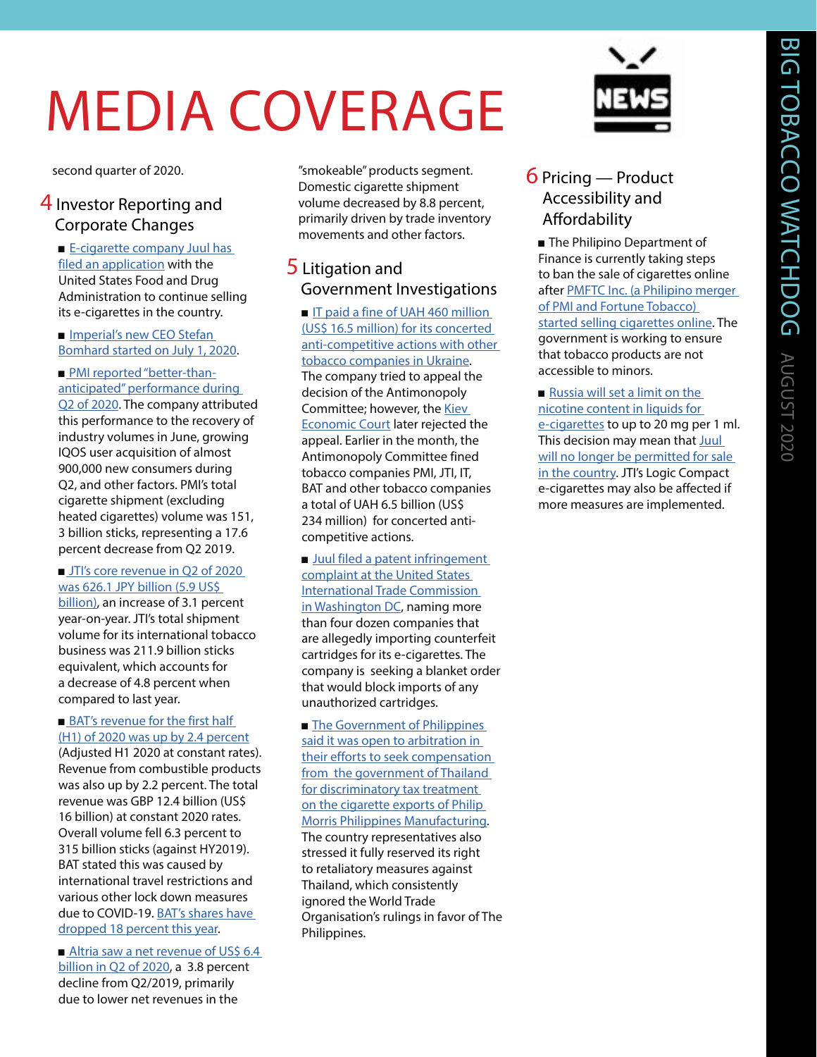# MEDIA COVERAGE

second quarter of 2020.

## 4 Investor Reporting and Corporate Changes

- E-cigarette company Juul has filed an application with the United States Food and Drug Administration to continue selling its e-cigarettes in the country.

- Imperial's new CEO Stefan Bomhard started on July 1, 2020.

- PMI reported "better-than-anticipated" performance during Q2 of 2020. The company attributed this performance to the recovery of industry volumes in June, growing IQOS user acquisition of almost 900,000 new consumers during Q2, and other factors. PMI's total cigarette shipment (excluding heated cigarettes) volume was 151, 3 billion sticks, representing a 17.6 percent decrease from Q2 2019.

- JTI's core revenue in Q2 of 2020 was 626.1 JPY billion (5.9 US$ billion), an increase of 3.1 percent year-on-year. JTI's total shipment volume for its international tobacco business was 211.9 billion sticks equivalent, which accounts for a decrease of 4.8 percent when compared to last year.

- BAT's revenue for the first half (H1) of 2020 was up by 2.4 percent (Adjusted H1 2020 at constant rates). Revenue from combustible products was also up by 2.2 percent. The total revenue was GBP 12.4 billion (US$ 16 billion) at constant 2020 rates. Overall volume fell 6.3 percent to 315 billion sticks (against HY2019). BAT stated this was caused by international travel restrictions and various other lock down measures due to COVID-19. BAT's shares have dropped 18 percent this year.

- Altria saw a net revenue of US$ 6.4 billion in Q2 of 2020, a 3.8 percent decline from Q2/2019, primarily due to lower net revenues in the "smokeable" products segment. Domestic cigarette shipment volume decreased by 8.8 percent, primarily driven by trade inventory movements and other factors.

## 5 Litigation and Government Investigations

- IT paid a fine of UAH 460 million (US$ 16.5 million) for its concerted anti-competitive actions with other tobacco companies in Ukraine. The company tried to appeal the decision of the Antimonopoly Committee; however, the Kiev Economic Court later rejected the appeal. Earlier in the month, the Antimonopoly Committee fined tobacco companies PMI, JTI, IT, BAT and other tobacco companies a total of UAH 6.5 billion (US$ 234 million) for concerted anti-competitive actions.

- Juul filed a patent infringement complaint at the United States International Trade Commission in Washington DC, naming more than four dozen companies that are allegedly importing counterfeit cartridges for its e-cigarettes. The company is seeking a blanket order that would block imports of any unauthorized cartridges.

- The Government of Philippines said it was open to arbitration in their efforts to seek compensation from the government of Thailand for discriminatory tax treatment on the cigarette exports of Philip Morris Philippines Manufacturing. The country representatives also stressed it fully reserved its right to retaliatory measures against Thailand, which consistently ignored the World Trade Organisation's rulings in favor of The Philippines.

## 6 Pricing — Product Accessibility and Affordability

- The Philipino Department of Finance is currently taking steps to ban the sale of cigarettes online after PMFTC Inc. (a Philipino merger of PMI and Fortune Tobacco) started selling cigarettes online. The government is working to ensure that tobacco products are not accessible to minors.

- Russia will set a limit on the nicotine content in liquids for e-cigarettes to up to 20 mg per 1 ml. This decision may mean that Juul will no longer be permitted for sale in the country. JTI's Logic Compact e-cigarettes may also be affected if more measures are implemented.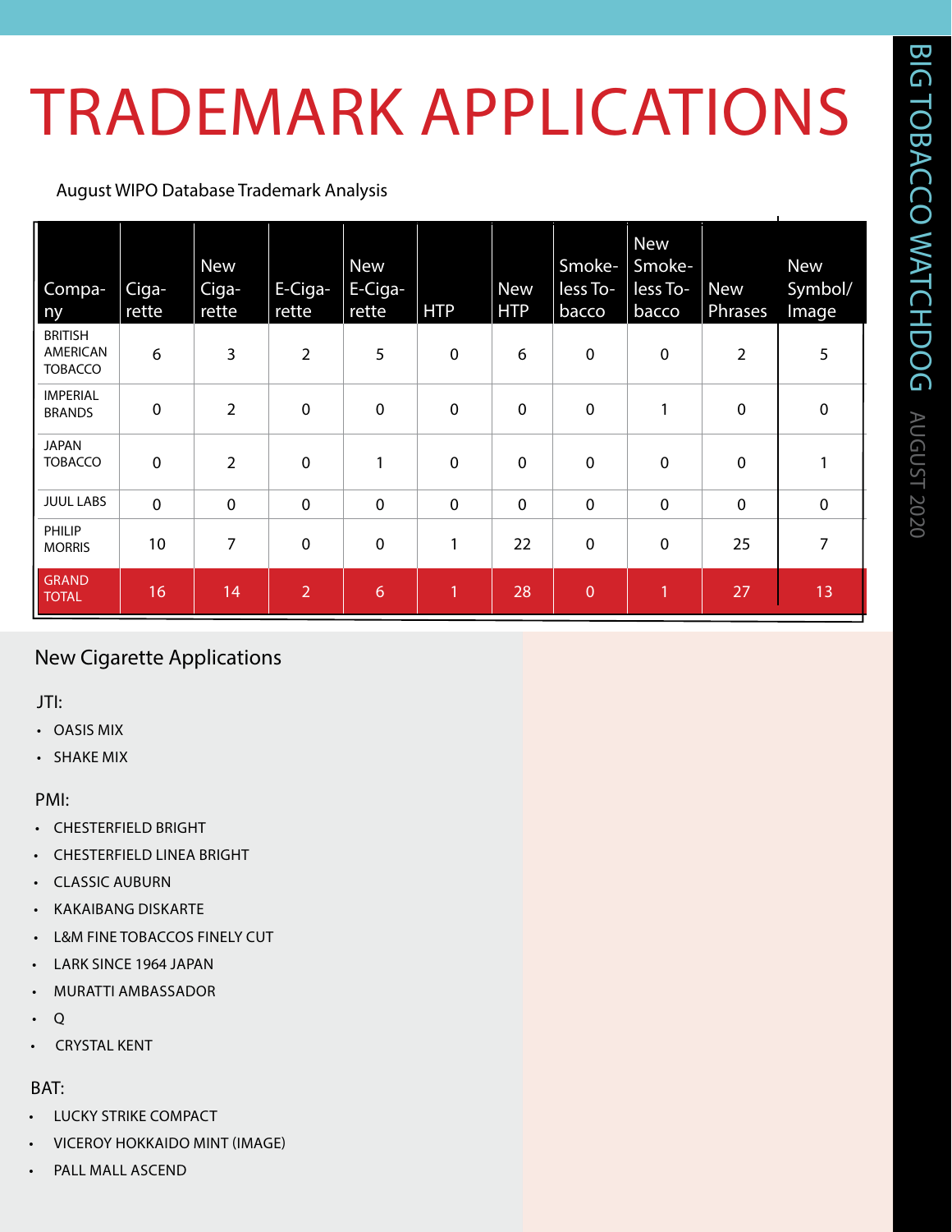# TRADEMARK APPLICATIONS

August WIPO Database Trademark Analysis

| Company | Cigarette | New Cigarette | E-Cigarette | New E-Cigarette | HTP | New HTP | Smokeless Tobacco | New Smokeless Tobacco | New Phrases | New Symbol/Image |
|---|---|---|---|---|---|---|---|---|---|---|
| BRITISH AMERICAN TOBACCO | 6 | 3 | 2 | 5 | 0 | 6 | 0 | 0 | 2 | 5 |
| IMPERIAL BRANDS | 0 | 2 | 0 | 0 | 0 | 0 | 0 | 1 | 0 | 0 |
| JAPAN TOBACCO | 0 | 2 | 0 | 1 | 0 | 0 | 0 | 0 | 0 | 1 |
| JUUL LABS | 0 | 0 | 0 | 0 | 0 | 0 | 0 | 0 | 0 | 0 |
| PHILIP MORRIS | 10 | 7 | 0 | 0 | 1 | 22 | 0 | 0 | 25 | 7 |
| GRAND TOTAL | 16 | 14 | 2 | 6 | 1 | 28 | 0 | 1 | 27 | 13 |

## New Cigarette Applications

JTI:

- OASIS MIX
- SHAKE MIX

PMI:

- CHESTERFIELD BRIGHT
- CHESTERFIELD LINEA BRIGHT
- CLASSIC AUBURN
- KAKAIBANG DISKARTE
- L&M FINE TOBACCOS FINELY CUT
- LARK SINCE 1964 JAPAN
- MURATTI AMBASSADOR
- Q
- CRYSTAL KENT

BAT:

- LUCKY STRIKE COMPACT
- VICEROY HOKKAIDO MINT (IMAGE)
- PALL MALL ASCEND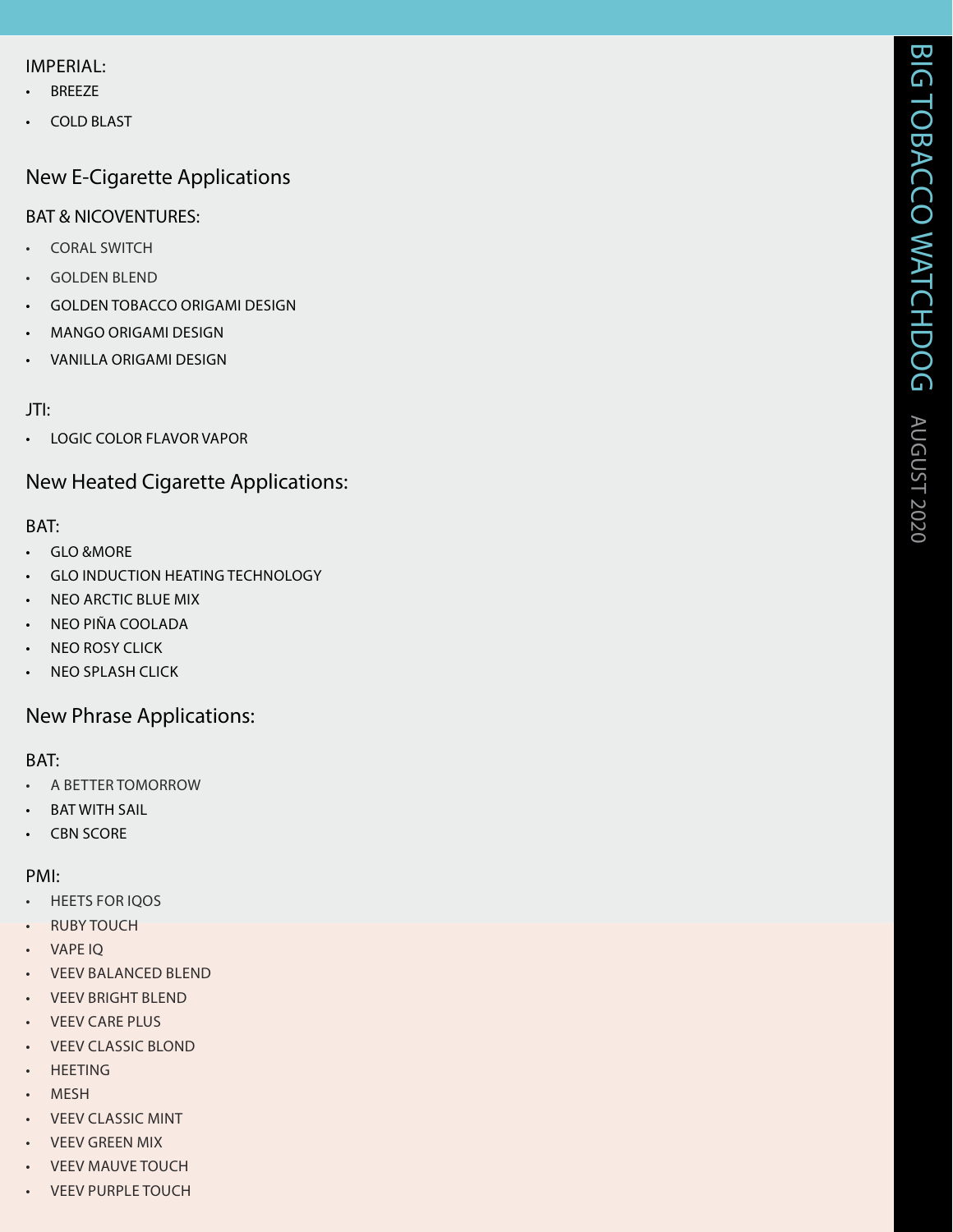IMPERIAL:

- BREEZE
- COLD BLAST

## New E-Cigarette Applications

BAT & NICOVENTURES:

- CORAL SWITCH
- GOLDEN BLEND
- GOLDEN TOBACCO ORIGAMI DESIGN
- MANGO ORIGAMI DESIGN
- VANILLA ORIGAMI DESIGN

JTI:

- LOGIC COLOR FLAVOR VAPOR

## New Heated Cigarette Applications:

BAT:

- GLO &MORE
- GLO INDUCTION HEATING TECHNOLOGY
- NEO ARCTIC BLUE MIX
- NEO PIÑA COOLADA
- NEO ROSY CLICK
- NEO SPLASH CLICK

## New Phrase Applications:

BAT:

- A BETTER TOMORROW
- BAT WITH SAIL
- CBN SCORE

PMI:

- HEETS FOR IQOS
- RUBY TOUCH
- VAPE IQ
- VEEV BALANCED BLEND
- VEEV BRIGHT BLEND
- VEEV CARE PLUS
- VEEV CLASSIC BLOND
- HEETING
- MESH
- VEEV CLASSIC MINT
- VEEV GREEN MIX
- VEEV MAUVE TOUCH
- VEEV PURPLE TOUCH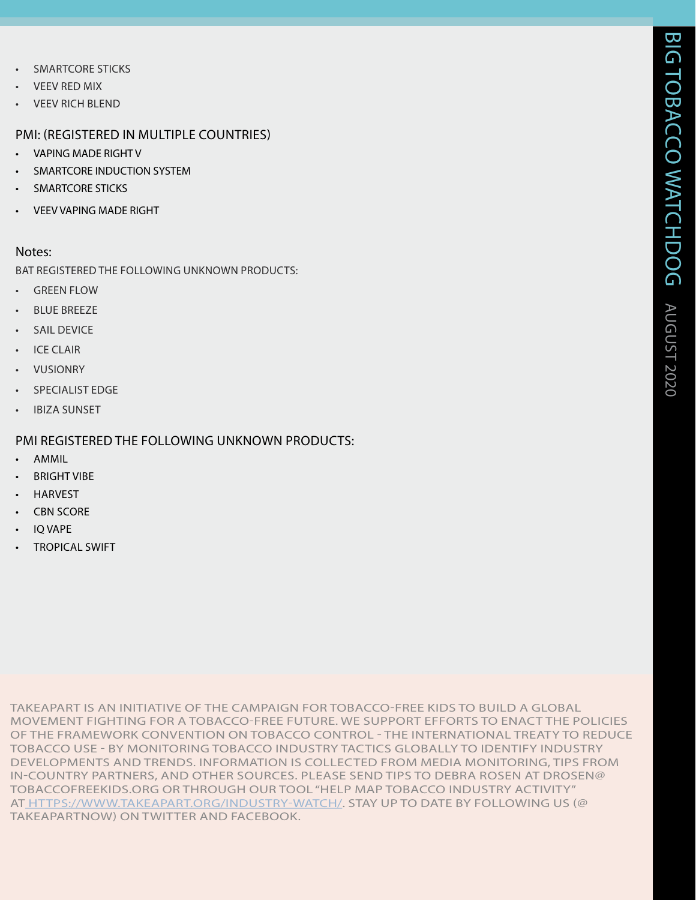- SMARTCORE STICKS
- VEEV RED MIX
- VEEV RICH BLEND

### PMI: (REGISTERED IN MULTIPLE COUNTRIES)

- VAPING MADE RIGHT V
- SMARTCORE INDUCTION SYSTEM
- SMARTCORE STICKS
- VEEV VAPING MADE RIGHT

### Notes:

BAT REGISTERED THE FOLLOWING UNKNOWN PRODUCTS:

- GREEN FLOW
- BLUE BREEZE
- SAIL DEVICE
- ICE CLAIR
- VUSIONRY
- SPECIALIST EDGE
- IBIZA SUNSET

### PMI REGISTERED THE FOLLOWING UNKNOWN PRODUCTS:

- AMMIL
- BRIGHT VIBE
- HARVEST
- CBN SCORE
- IQ VAPE
- TROPICAL SWIFT

TAKEAPART IS AN INITIATIVE OF THE CAMPAIGN FOR TOBACCO-FREE KIDS TO BUILD A GLOBAL MOVEMENT FIGHTING FOR A TOBACCO-FREE FUTURE. WE SUPPORT EFFORTS TO ENACT THE POLICIES OF THE FRAMEWORK CONVENTION ON TOBACCO CONTROL - THE INTERNATIONAL TREATY TO REDUCE TOBACCO USE - BY MONITORING TOBACCO INDUSTRY TACTICS GLOBALLY TO IDENTIFY INDUSTRY DEVELOPMENTS AND TRENDS. INFORMATION IS COLLECTED FROM MEDIA MONITORING, TIPS FROM IN-COUNTRY PARTNERS, AND OTHER SOURCES. PLEASE SEND TIPS TO DEBRA ROSEN AT DROSEN@TOBACCOFREEKIDS.ORG OR THROUGH OUR TOOL "HELP MAP TOBACCO INDUSTRY ACTIVITY" AT HTTPS://WWW.TAKEAPART.ORG/INDUSTRY-WATCH/. STAY UP TO DATE BY FOLLOWING US (@TAKEAPARTNOW) ON TWITTER AND FACEBOOK.